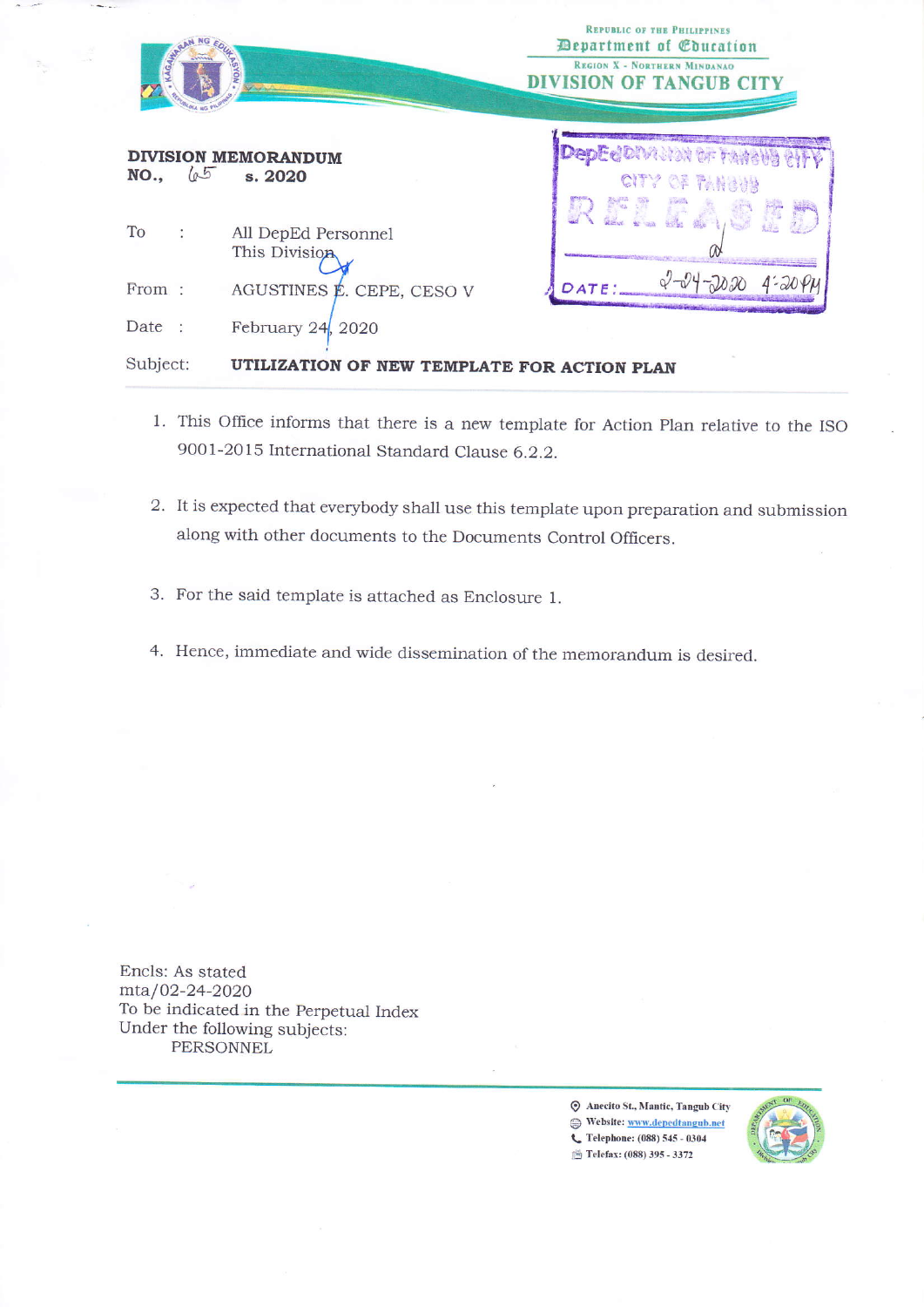Republic of the Philippines
Department of Education
Region X - Northern Mindanao
DIVISION OF TANGUB CITY

**DIVISION MEMORANDUM**
**NO., 65 s. 2020**

DepEd Division of Tangub City
City of Tangub
RELEASED
DATE: 2-24-2020 4:20PM

| | | |
|---|---|---|
| To | : | All DepEd Personnel This Division |
| From | : | AGUSTINES E. CEPE, CESO V |
| Date | : | February 24, 2020 |
| Subject: | | **UTILIZATION OF NEW TEMPLATE FOR ACTION PLAN** |

1. This Office informs that there is a new template for Action Plan relative to the ISO 9001-2015 International Standard Clause 6.2.2.

2. It is expected that everybody shall use this template upon preparation and submission along with other documents to the Documents Control Officers.

3. For the said template is attached as Enclosure 1.

4. Hence, immediate and wide dissemination of the memorandum is desired.

Encls: As stated
mta/02-24-2020
To be indicated in the Perpetual Index
Under the following subjects:
PERSONNEL

Anecito St., Mantic, Tangub City
Website: www.depedtangub.net
Telephone: (088) 545 - 0304
Telefax: (088) 395 - 3372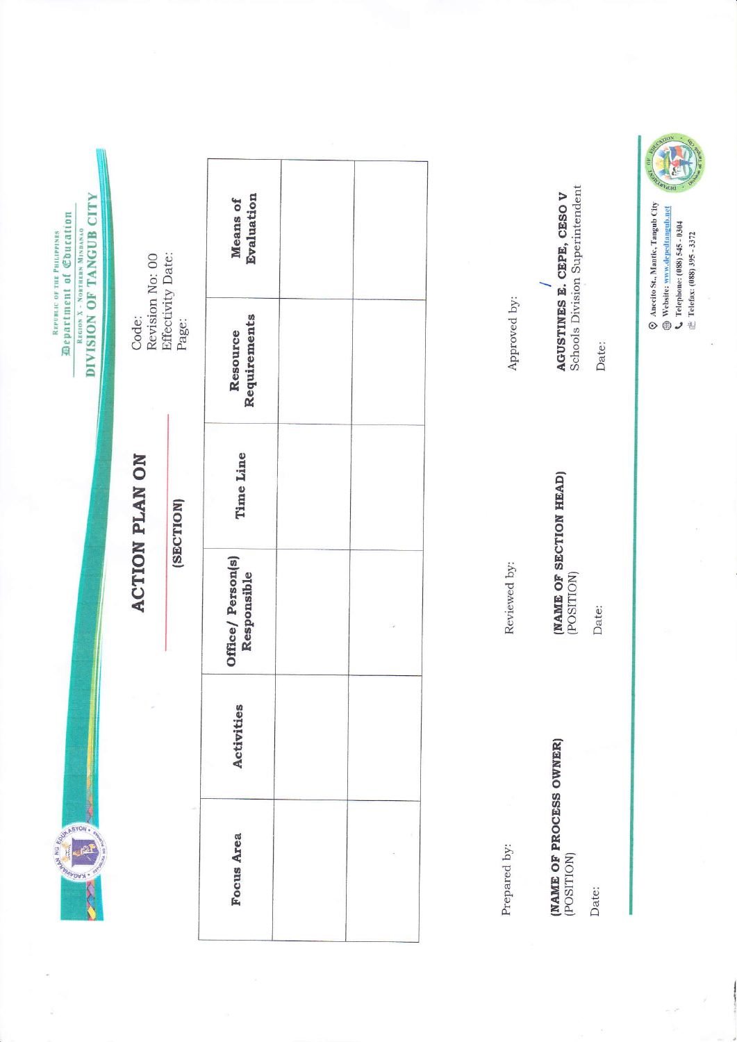REPUBLIC OF THE PHILIPPINES
Department of Education
REGION X - NORTHERN MINDANAO
DIVISION OF TANGUB CITY

# ACTION PLAN ON

(SECTION)

Code:
Revision No: 00
Effectivity Date:
Page:

| Focus Area | Activities | Office/ Person(s) Responsible | Time Line | Resource Requirements | Means of Evaluation |
| --- | --- | --- | --- | --- | --- |
| | | | | | |
| | | | | | |

Prepared by:

**(NAME OF PROCESS OWNER)**
(POSITION)

Date:

Reviewed by:

**(NAME OF SECTION HEAD)**
(POSITION)

Date:

Approved by:

**AGUSTINES E. CEPE, CESO V**
Schools Division Superintendent

Date:

Anecito St., Mantic, Tangub City
Website: www.depedtangub.net
Telephone: (088) 545 - 0304
Telefax: (088) 395 - 3372